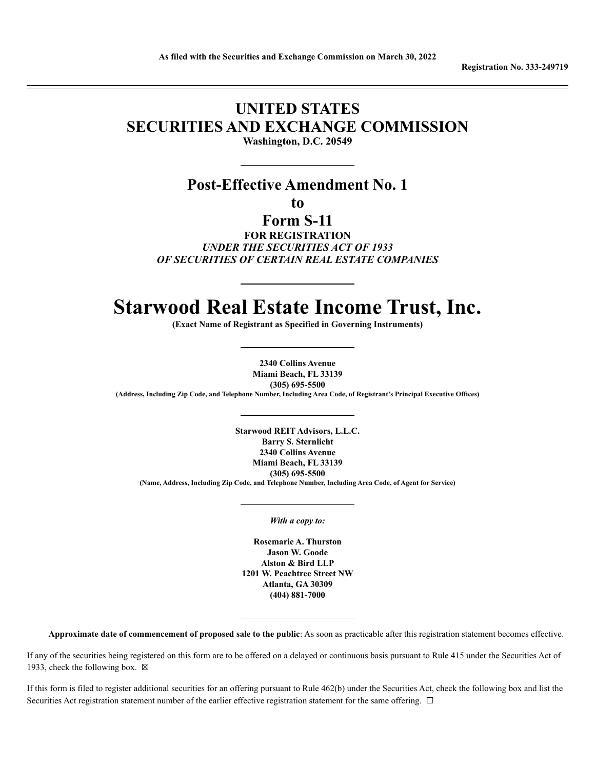**As filed with the Securities and Exchange Commission on March 30, 2022**

**Registration No. 333-249719**

---

# UNITED STATES
# SECURITIES AND EXCHANGE COMMISSION

**Washington, D.C. 20549**

---

## Post-Effective Amendment No. 1
## to
## Form S-11

**FOR REGISTRATION**
***UNDER THE SECURITIES ACT OF 1933***
***OF SECURITIES OF CERTAIN REAL ESTATE COMPANIES***

---

# Starwood Real Estate Income Trust, Inc.

**(Exact Name of Registrant as Specified in Governing Instruments)**

---

**2340 Collins Avenue**
**Miami Beach, FL 33139**
**(305) 695-5500**
**(Address, Including Zip Code, and Telephone Number, Including Area Code, of Registrant's Principal Executive Offices)**

---

**Starwood REIT Advisors, L.L.C.**
**Barry S. Sternlicht**
**2340 Collins Avenue**
**Miami Beach, FL 33139**
**(305) 695-5500**
**(Name, Address, Including Zip Code, and Telephone Number, Including Area Code, of Agent for Service)**

---

***With a copy to:***

**Rosemarie A. Thurston**
**Jason W. Goode**
**Alston & Bird LLP**
**1201 W. Peachtree Street NW**
**Atlanta, GA 30309**
**(404) 881-7000**

---

**Approximate date of commencement of proposed sale to the public**: As soon as practicable after this registration statement becomes effective.

If any of the securities being registered on this form are to be offered on a delayed or continuous basis pursuant to Rule 415 under the Securities Act of 1933, check the following box. ☒

If this form is filed to register additional securities for an offering pursuant to Rule 462(b) under the Securities Act, check the following box and list the Securities Act registration statement number of the earlier effective registration statement for the same offering. ☐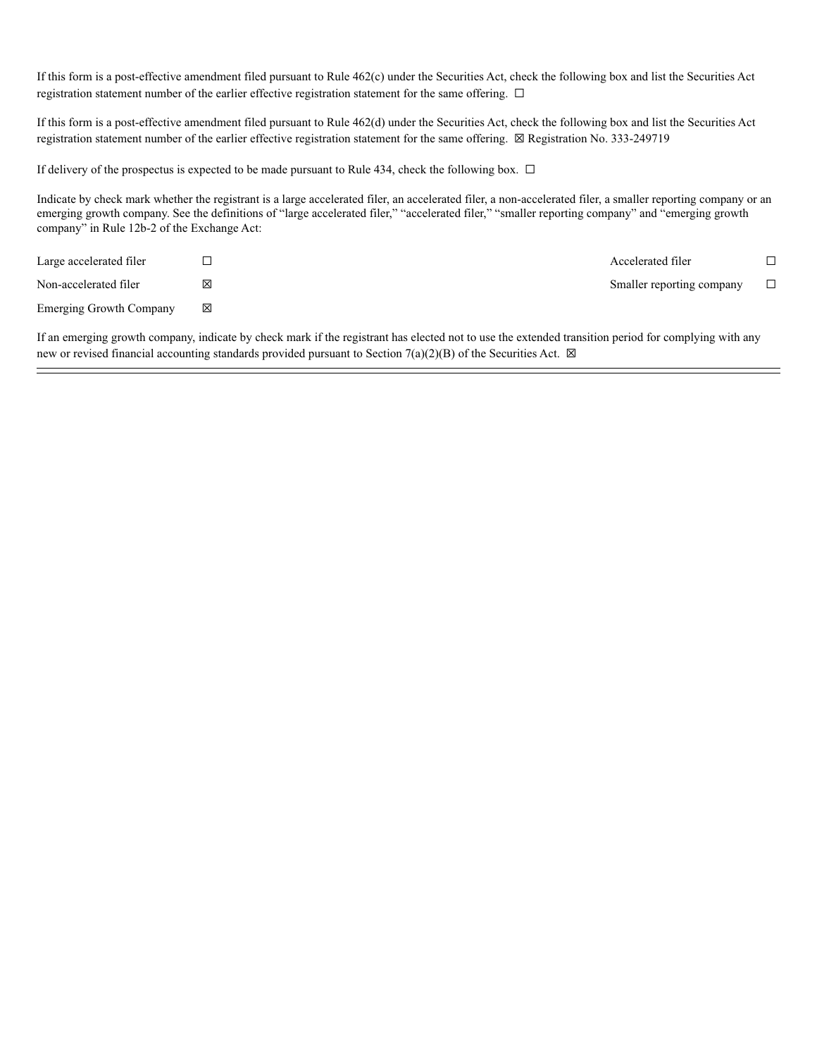If this form is a post-effective amendment filed pursuant to Rule 462(c) under the Securities Act, check the following box and list the Securities Act registration statement number of the earlier effective registration statement for the same offering. ☐

If this form is a post-effective amendment filed pursuant to Rule 462(d) under the Securities Act, check the following box and list the Securities Act registration statement number of the earlier effective registration statement for the same offering. ☒ Registration No. 333-249719

If delivery of the prospectus is expected to be made pursuant to Rule 434, check the following box. ☐

Indicate by check mark whether the registrant is a large accelerated filer, an accelerated filer, a non-accelerated filer, a smaller reporting company or an emerging growth company. See the definitions of "large accelerated filer," "accelerated filer," "smaller reporting company" and "emerging growth company" in Rule 12b-2 of the Exchange Act:

| | | | |
|---|---|---|---|
| Large accelerated filer | ☐ | Accelerated filer | ☐ |
| Non-accelerated filer | ☒ | Smaller reporting company | ☐ |
| Emerging Growth Company | ☒ | | |

If an emerging growth company, indicate by check mark if the registrant has elected not to use the extended transition period for complying with any new or revised financial accounting standards provided pursuant to Section 7(a)(2)(B) of the Securities Act. ☒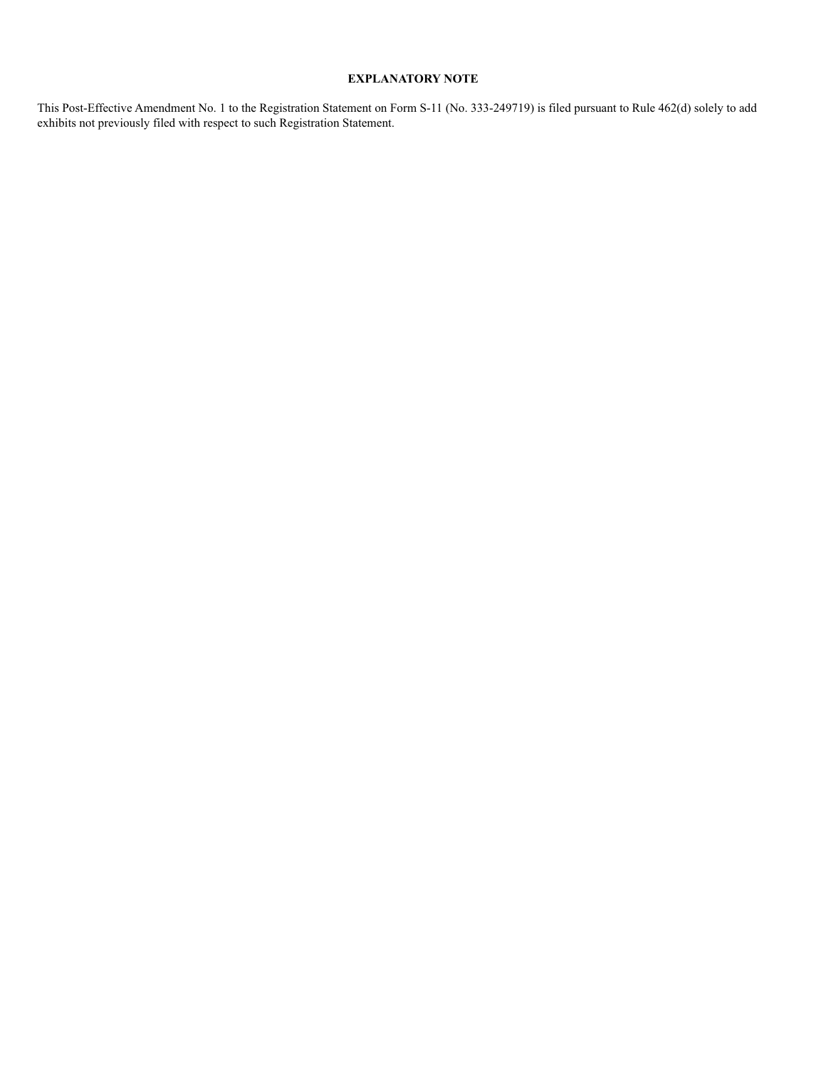**EXPLANATORY NOTE**

This Post-Effective Amendment No. 1 to the Registration Statement on Form S-11 (No. 333-249719) is filed pursuant to Rule 462(d) solely to add exhibits not previously filed with respect to such Registration Statement.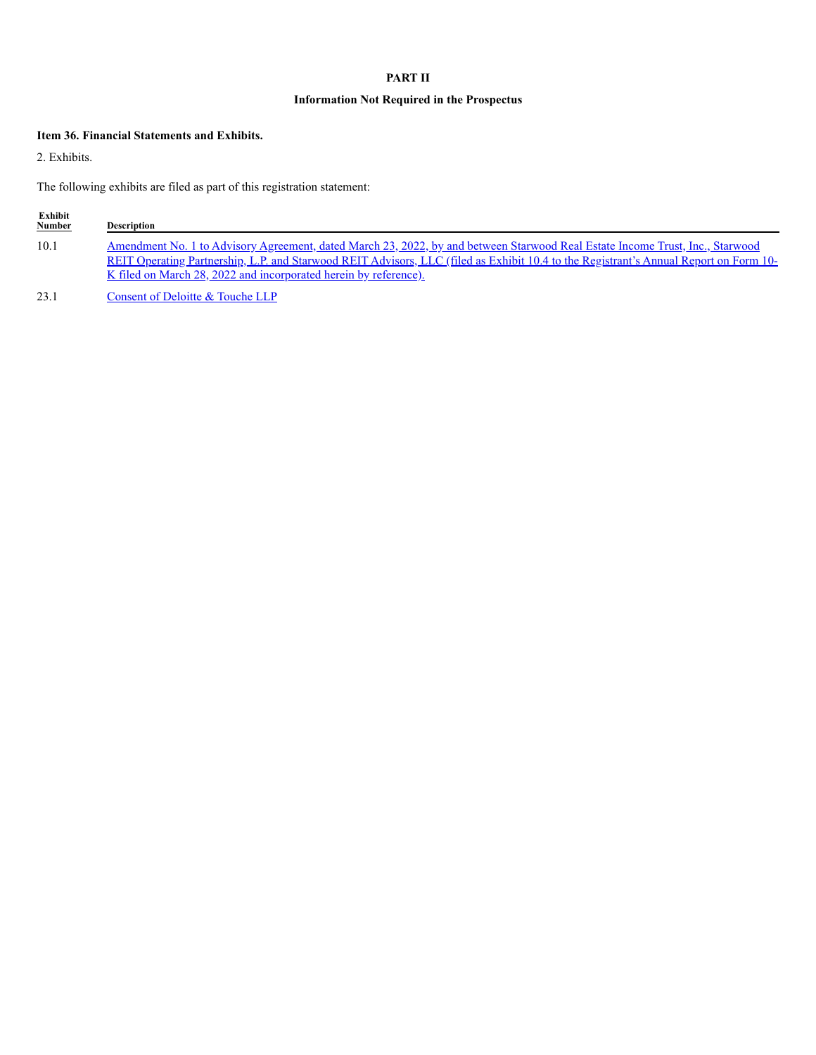# PART II

## Information Not Required in the Prospectus

**Item 36. Financial Statements and Exhibits.**

2. Exhibits.

The following exhibits are filed as part of this registration statement:

| Exhibit Number | Description |
|---|---|
| 10.1 | Amendment No. 1 to Advisory Agreement, dated March 23, 2022, by and between Starwood Real Estate Income Trust, Inc., Starwood REIT Operating Partnership, L.P. and Starwood REIT Advisors, LLC (filed as Exhibit 10.4 to the Registrant's Annual Report on Form 10-K filed on March 28, 2022 and incorporated herein by reference). |
| 23.1 | Consent of Deloitte & Touche LLP |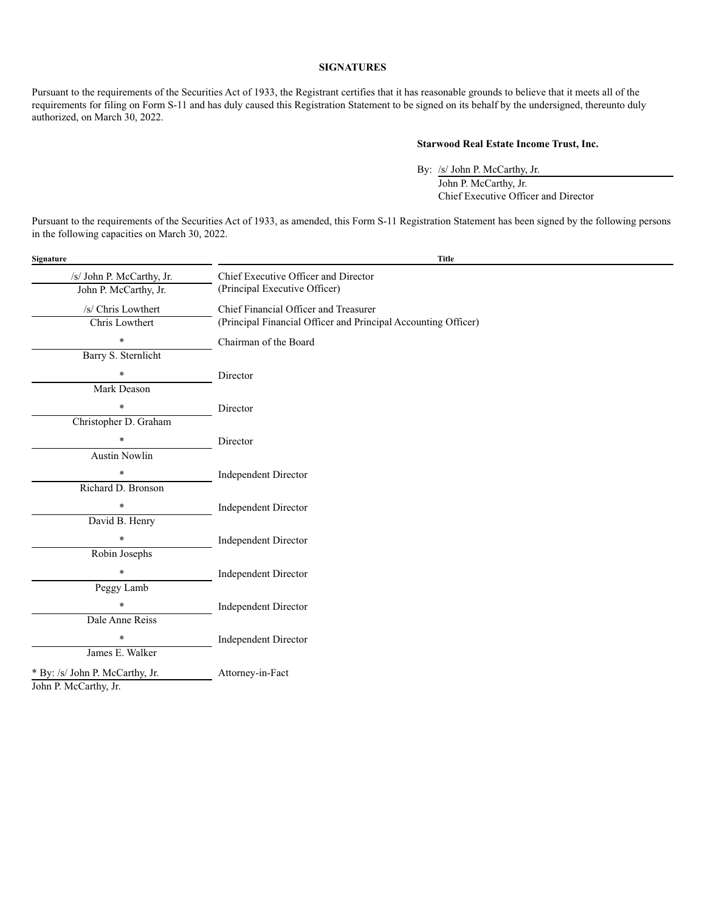## SIGNATURES

Pursuant to the requirements of the Securities Act of 1933, the Registrant certifies that it has reasonable grounds to believe that it meets all of the requirements for filing on Form S-11 and has duly caused this Registration Statement to be signed on its behalf by the undersigned, thereunto duly authorized, on March 30, 2022.

**Starwood Real Estate Income Trust, Inc.**

By: /s/ John P. McCarthy, Jr.
John P. McCarthy, Jr.
Chief Executive Officer and Director

Pursuant to the requirements of the Securities Act of 1933, as amended, this Form S-11 Registration Statement has been signed by the following persons in the following capacities on March 30, 2022.

| Signature | Title |
|---|---|
| /s/ John P. McCarthy, Jr.<br>John P. McCarthy, Jr. | Chief Executive Officer and Director<br>(Principal Executive Officer) |
| /s/ Chris Lowthert<br>Chris Lowthert | Chief Financial Officer and Treasurer<br>(Principal Financial Officer and Principal Accounting Officer) |
| *<br>Barry S. Sternlicht | Chairman of the Board |
| *<br>Mark Deason | Director |
| *<br>Christopher D. Graham | Director |
| *<br>Austin Nowlin | Director |
| *<br>Richard D. Bronson | Independent Director |
| *<br>David B. Henry | Independent Director |
| *<br>Robin Josephs | Independent Director |
| *<br>Peggy Lamb | Independent Director |
| *<br>Dale Anne Reiss | Independent Director |
| *<br>James E. Walker | Independent Director |
| * By: /s/ John P. McCarthy, Jr.<br>John P. McCarthy, Jr. | Attorney-in-Fact |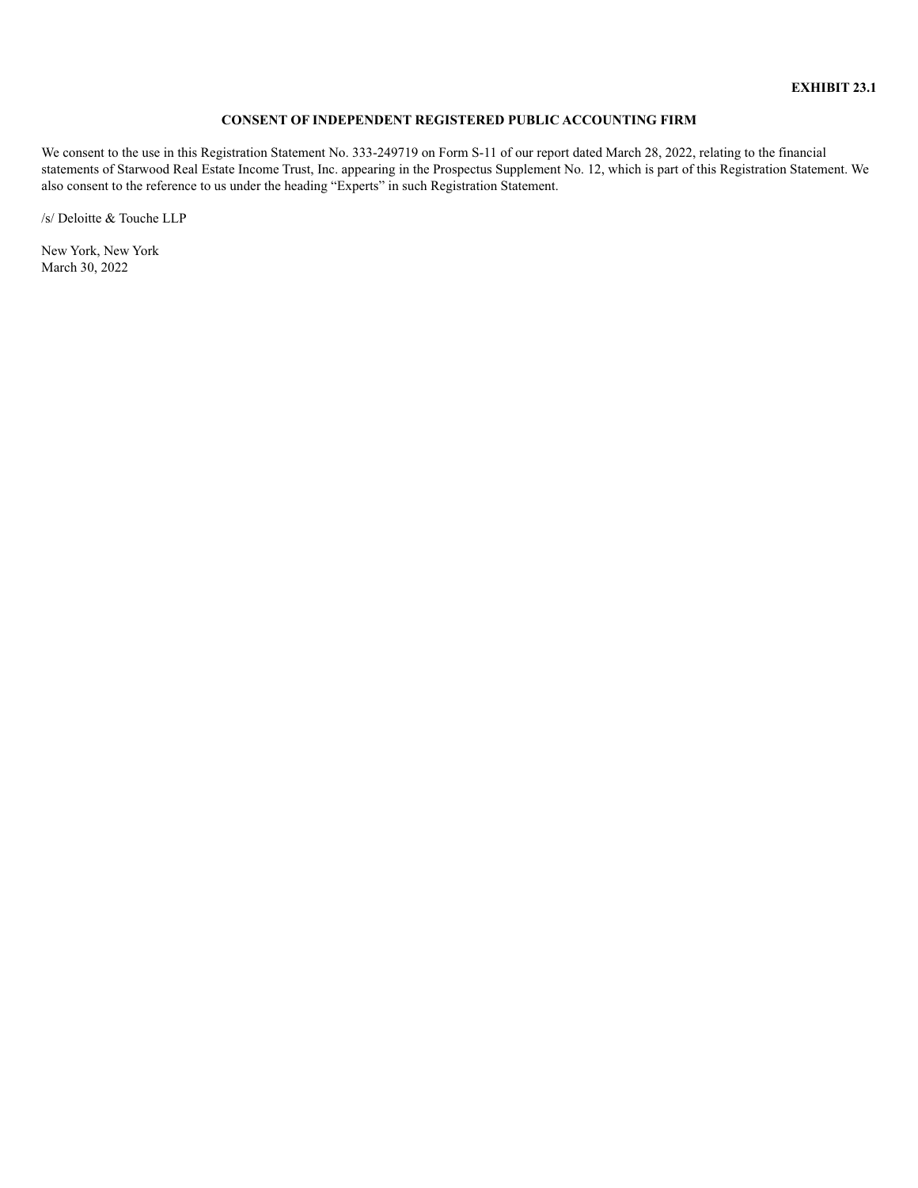**EXHIBIT 23.1**

**CONSENT OF INDEPENDENT REGISTERED PUBLIC ACCOUNTING FIRM**

We consent to the use in this Registration Statement No. 333-249719 on Form S-11 of our report dated March 28, 2022, relating to the financial statements of Starwood Real Estate Income Trust, Inc. appearing in the Prospectus Supplement No. 12, which is part of this Registration Statement. We also consent to the reference to us under the heading "Experts" in such Registration Statement.

/s/ Deloitte & Touche LLP

New York, New York
March 30, 2022